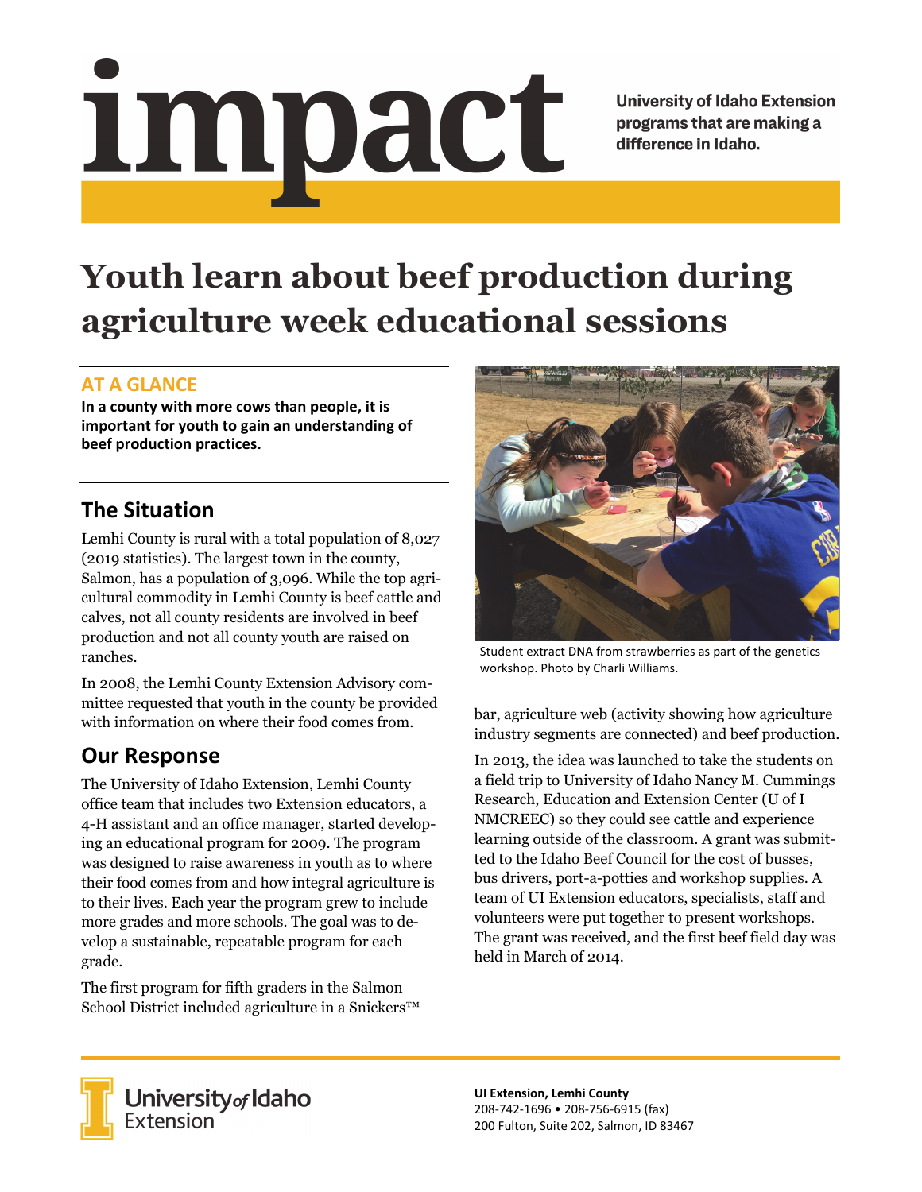# impact

University of Idaho Extension programs that are making a difference in Idaho.

# Youth learn about beef production during agriculture week educational sessions

## AT A GLANCE

**In a county with more cows than people, it is important for youth to gain an understanding of beef production practices.**

## The Situation

Lemhi County is rural with a total population of 8,027 (2019 statistics). The largest town in the county, Salmon, has a population of 3,096. While the top agricultural commodity in Lemhi County is beef cattle and calves, not all county residents are involved in beef production and not all county youth are raised on ranches.

In 2008, the Lemhi County Extension Advisory committee requested that youth in the county be provided with information on where their food comes from.

## Our Response

The University of Idaho Extension, Lemhi County office team that includes two Extension educators, a 4-H assistant and an office manager, started developing an educational program for 2009. The program was designed to raise awareness in youth as to where their food comes from and how integral agriculture is to their lives. Each year the program grew to include more grades and more schools. The goal was to develop a sustainable, repeatable program for each grade.

The first program for fifth graders in the Salmon School District included agriculture in a Snickers™ bar, agriculture web (activity showing how agriculture industry segments are connected) and beef production.

Student extract DNA from strawberries as part of the genetics workshop. Photo by Charli Williams.

In 2013, the idea was launched to take the students on a field trip to University of Idaho Nancy M. Cummings Research, Education and Extension Center (U of I NMCREEC) so they could see cattle and experience learning outside of the classroom. A grant was submitted to the Idaho Beef Council for the cost of busses, bus drivers, port-a-potties and workshop supplies. A team of UI Extension educators, specialists, staff and volunteers were put together to present workshops. The grant was received, and the first beef field day was held in March of 2014.

University of Idaho Extension

**UI Extension, Lemhi County**
208-742-1696 • 208-756-6915 (fax)
200 Fulton, Suite 202, Salmon, ID 83467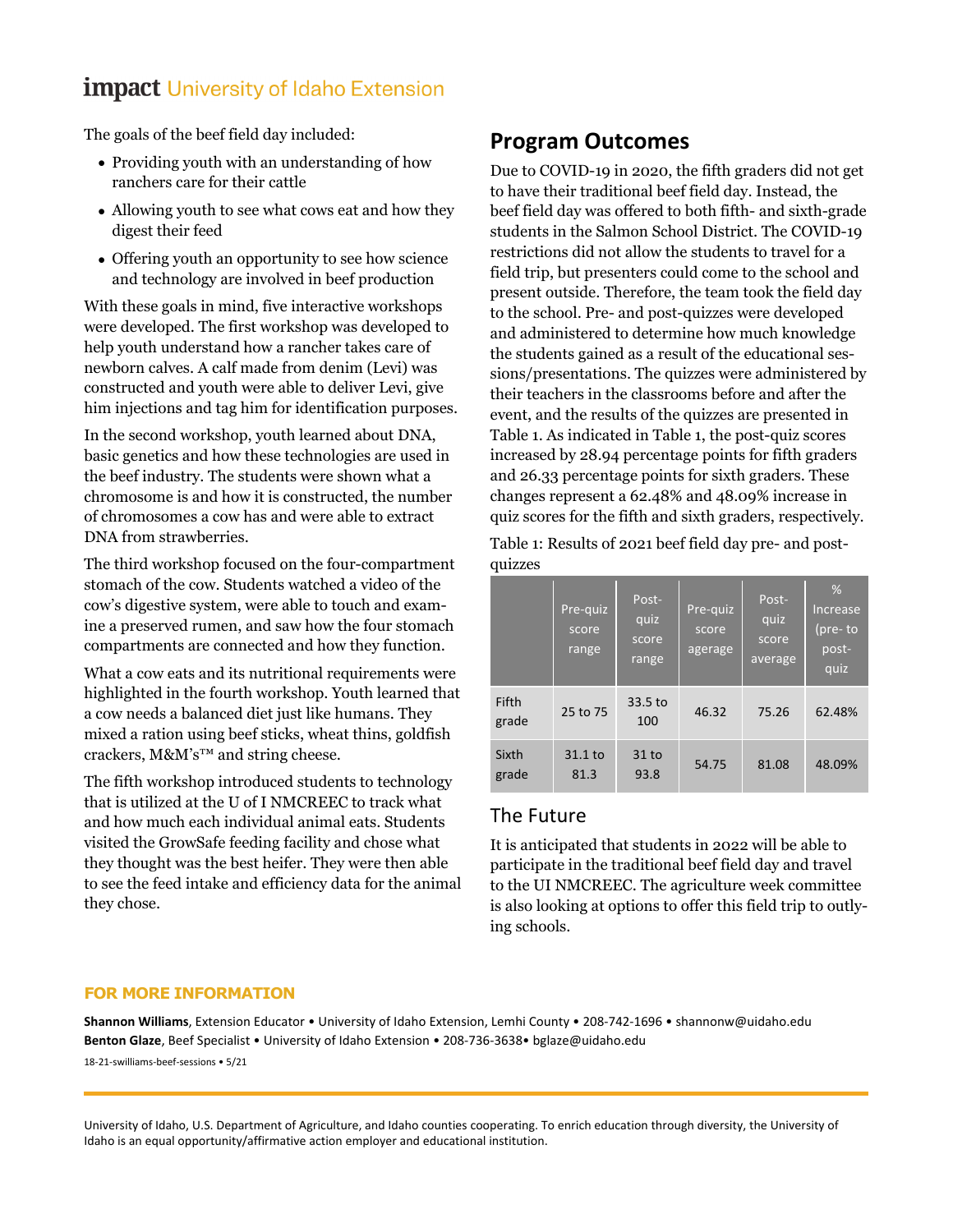The goals of the beef field day included:

- Providing youth with an understanding of how ranchers care for their cattle
- Allowing youth to see what cows eat and how they digest their feed
- Offering youth an opportunity to see how science and technology are involved in beef production

With these goals in mind, five interactive workshops were developed. The first workshop was developed to help youth understand how a rancher takes care of newborn calves. A calf made from denim (Levi) was constructed and youth were able to deliver Levi, give him injections and tag him for identification purposes.

In the second workshop, youth learned about DNA, basic genetics and how these technologies are used in the beef industry. The students were shown what a chromosome is and how it is constructed, the number of chromosomes a cow has and were able to extract DNA from strawberries.

The third workshop focused on the four-compartment stomach of the cow. Students watched a video of the cow's digestive system, were able to touch and examine a preserved rumen, and saw how the four stomach compartments are connected and how they function.

What a cow eats and its nutritional requirements were highlighted in the fourth workshop. Youth learned that a cow needs a balanced diet just like humans. They mixed a ration using beef sticks, wheat thins, goldfish crackers, M&M's™ and string cheese.

The fifth workshop introduced students to technology that is utilized at the U of I NMCREEC to track what and how much each individual animal eats. Students visited the GrowSafe feeding facility and chose what they thought was the best heifer. They were then able to see the feed intake and efficiency data for the animal they chose.

## Program Outcomes

Due to COVID-19 in 2020, the fifth graders did not get to have their traditional beef field day. Instead, the beef field day was offered to both fifth- and sixth-grade students in the Salmon School District. The COVID-19 restrictions did not allow the students to travel for a field trip, but presenters could come to the school and present outside. Therefore, the team took the field day to the school. Pre- and post-quizzes were developed and administered to determine how much knowledge the students gained as a result of the educational sessions/presentations. The quizzes were administered by their teachers in the classrooms before and after the event, and the results of the quizzes are presented in Table 1. As indicated in Table 1, the post-quiz scores increased by 28.94 percentage points for fifth graders and 26.33 percentage points for sixth graders. These changes represent a 62.48% and 48.09% increase in quiz scores for the fifth and sixth graders, respectively.

Table 1: Results of 2021 beef field day pre- and post-quizzes

| | Pre-quiz score range | Post-quiz score range | Pre-quiz score agerage | Post-quiz score average | % Increase (pre- to post-quiz |
|---|---|---|---|---|---|
| Fifth grade | 25 to 75 | 33.5 to 100 | 46.32 | 75.26 | 62.48% |
| Sixth grade | 31.1 to 81.3 | 31 to 93.8 | 54.75 | 81.08 | 48.09% |

## The Future

It is anticipated that students in 2022 will be able to participate in the traditional beef field day and travel to the UI NMCREEC. The agriculture week committee is also looking at options to offer this field trip to outlying schools.

### FOR MORE INFORMATION

**Shannon Williams**, Extension Educator • University of Idaho Extension, Lemhi County • 208-742-1696 • shannonw@uidaho.edu
**Benton Glaze**, Beef Specialist • University of Idaho Extension • 208-736-3638• bglaze@uidaho.edu

18-21-swilliams-beef-sessions • 5/21

University of Idaho, U.S. Department of Agriculture, and Idaho counties cooperating. To enrich education through diversity, the University of Idaho is an equal opportunity/affirmative action employer and educational institution.